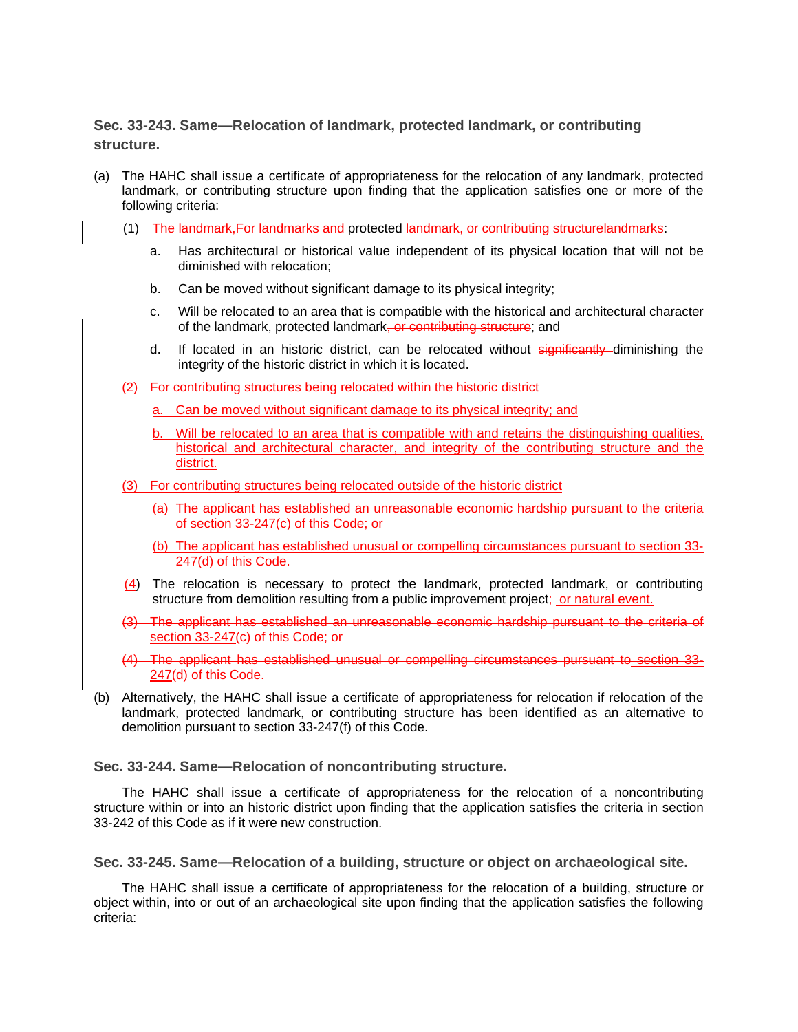### Sec. 33-243. Same—Relocation of landmark, protected landmark, or contributing structure.

(a) The HAHC shall issue a certificate of appropriateness for the relocation of any landmark, protected landmark, or contributing structure upon finding that the application satisfies one or more of the following criteria:

(1) ~~The landmark,~~For landmarks and protected ~~landmark, or contributing structure~~landmarks:

a. Has architectural or historical value independent of its physical location that will not be diminished with relocation;

b. Can be moved without significant damage to its physical integrity;

c. Will be relocated to an area that is compatible with the historical and architectural character of the landmark, protected landmark~~, or contributing structure~~; and

d. If located in an historic district, can be relocated without ~~significantly~~ diminishing the integrity of the historic district in which it is located.

(2) For contributing structures being relocated within the historic district

a. Can be moved without significant damage to its physical integrity; and

b. Will be relocated to an area that is compatible with and retains the distinguishing qualities, historical and architectural character, and integrity of the contributing structure and the district.

(3) For contributing structures being relocated outside of the historic district

(a) The applicant has established an unreasonable economic hardship pursuant to the criteria of section 33-247(c) of this Code; or

(b) The applicant has established unusual or compelling circumstances pursuant to section 33-247(d) of this Code.

(4) The relocation is necessary to protect the landmark, protected landmark, or contributing structure from demolition resulting from a public improvement project~~;~~ or natural event.

~~(3) The applicant has established an unreasonable economic hardship pursuant to the criteria of section 33-247(c) of this Code; or~~

~~(4) The applicant has established unusual or compelling circumstances pursuant to section 33-247(d) of this Code.~~

(b) Alternatively, the HAHC shall issue a certificate of appropriateness for relocation if relocation of the landmark, protected landmark, or contributing structure has been identified as an alternative to demolition pursuant to section 33-247(f) of this Code.

### Sec. 33-244. Same—Relocation of noncontributing structure.

The HAHC shall issue a certificate of appropriateness for the relocation of a noncontributing structure within or into an historic district upon finding that the application satisfies the criteria in section 33-242 of this Code as if it were new construction.

### Sec. 33-245. Same—Relocation of a building, structure or object on archaeological site.

The HAHC shall issue a certificate of appropriateness for the relocation of a building, structure or object within, into or out of an archaeological site upon finding that the application satisfies the following criteria: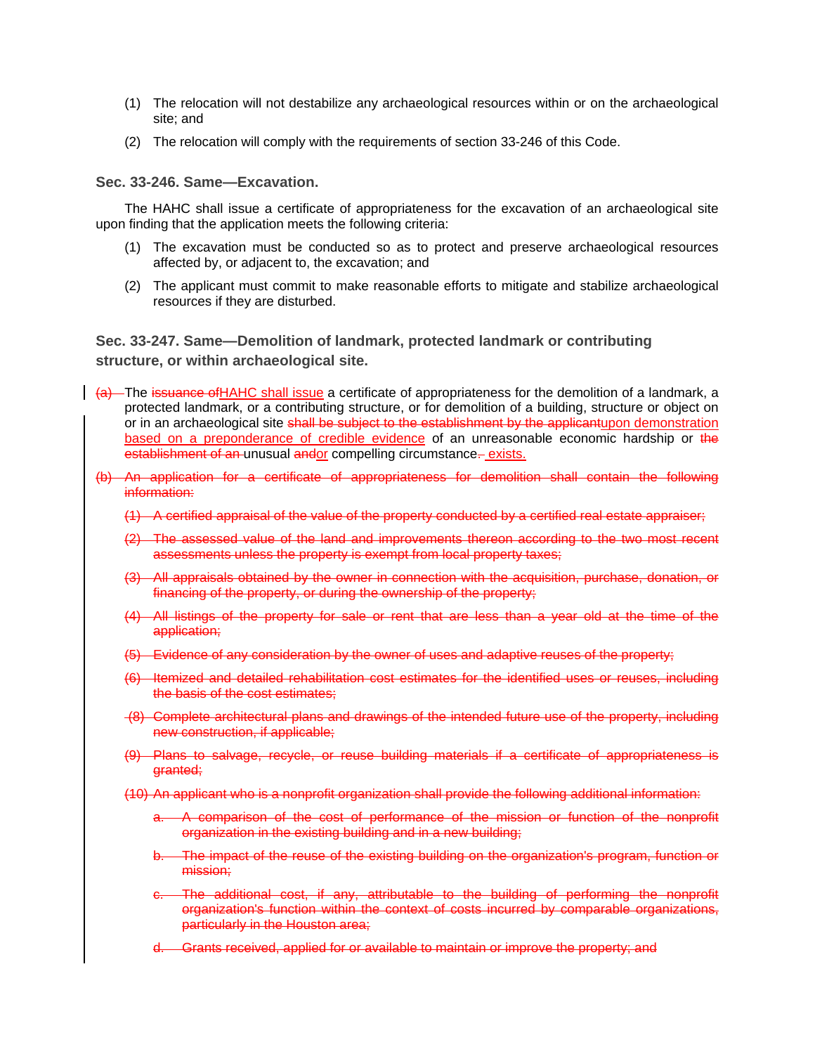(1) The relocation will not destabilize any archaeological resources within or on the archaeological site; and

(2) The relocation will comply with the requirements of section 33-246 of this Code.

### Sec. 33-246. Same—Excavation.

The HAHC shall issue a certificate of appropriateness for the excavation of an archaeological site upon finding that the application meets the following criteria:

(1) The excavation must be conducted so as to protect and preserve archaeological resources affected by, or adjacent to, the excavation; and

(2) The applicant must commit to make reasonable efforts to mitigate and stabilize archaeological resources if they are disturbed.

### Sec. 33-247. Same—Demolition of landmark, protected landmark or contributing structure, or within archaeological site.

~~(a)~~ The ~~issuance of~~HAHC shall issue a certificate of appropriateness for the demolition of a landmark, a protected landmark, or a contributing structure, or for demolition of a building, structure or object on or in an archaeological site ~~shall be subject to the establishment by the applicant~~upon demonstration based on a preponderance of credible evidence of an unreasonable economic hardship or ~~the establishment of an~~ unusual ~~and~~or compelling circumstance~~.~~ exists.

~~(b) An application for a certificate of appropriateness for demolition shall contain the following information:~~

~~(1) A certified appraisal of the value of the property conducted by a certified real estate appraiser;~~

~~(2) The assessed value of the land and improvements thereon according to the two most recent assessments unless the property is exempt from local property taxes;~~

~~(3) All appraisals obtained by the owner in connection with the acquisition, purchase, donation, or financing of the property, or during the ownership of the property;~~

~~(4) All listings of the property for sale or rent that are less than a year old at the time of the application;~~

~~(5) Evidence of any consideration by the owner of uses and adaptive reuses of the property;~~

~~(6) Itemized and detailed rehabilitation cost estimates for the identified uses or reuses, including the basis of the cost estimates;~~

~~(8) Complete architectural plans and drawings of the intended future use of the property, including new construction, if applicable;~~

~~(9) Plans to salvage, recycle, or reuse building materials if a certificate of appropriateness is granted;~~

~~(10) An applicant who is a nonprofit organization shall provide the following additional information:~~

~~a. A comparison of the cost of performance of the mission or function of the nonprofit organization in the existing building and in a new building;~~

~~b. The impact of the reuse of the existing building on the organization's program, function or mission;~~

~~c. The additional cost, if any, attributable to the building of performing the nonprofit organization's function within the context of costs incurred by comparable organizations, particularly in the Houston area;~~

~~d. Grants received, applied for or available to maintain or improve the property; and~~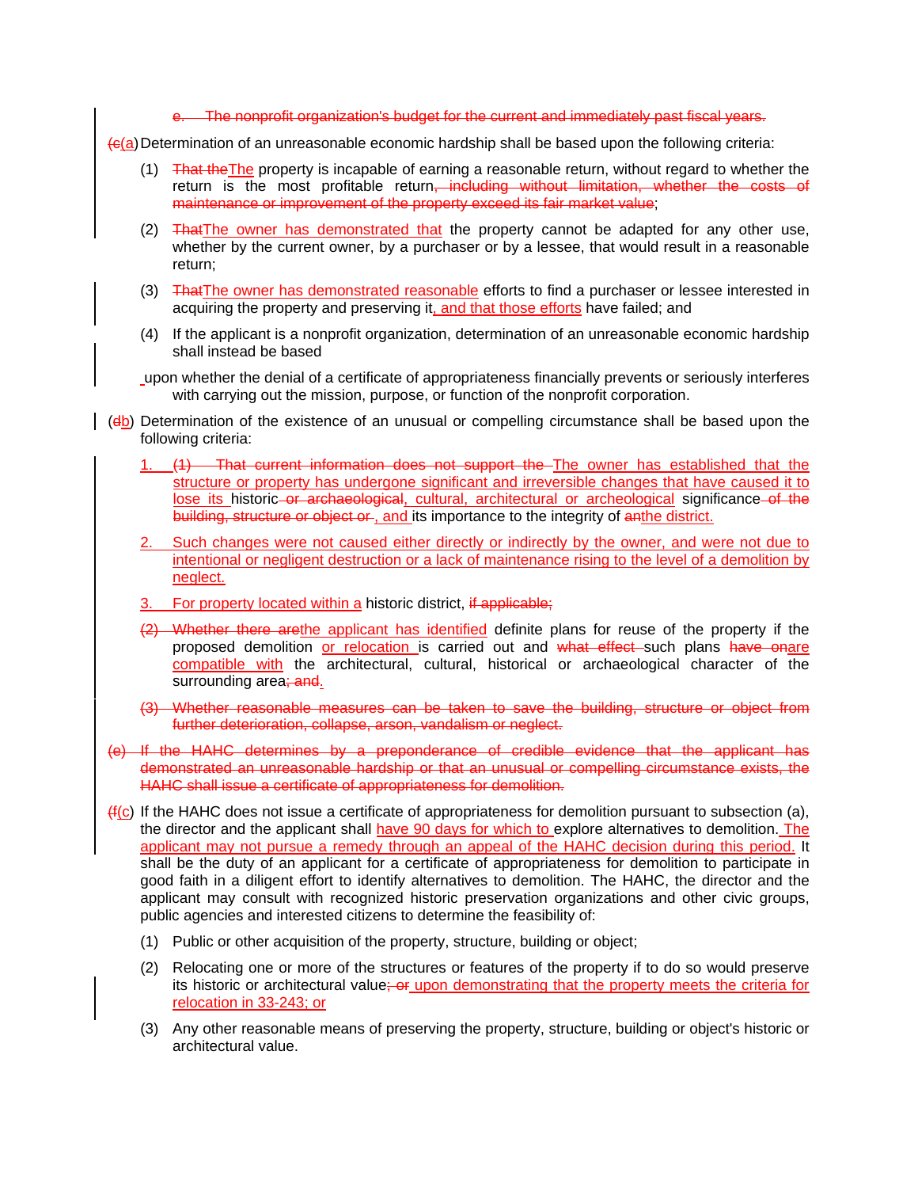~~e. The nonprofit organization's budget for the current and immediately past fiscal years.~~

(~~c~~a) Determination of an unreasonable economic hardship shall be based upon the following criteria:

(1) ~~That the~~The property is incapable of earning a reasonable return, without regard to whether the return is the most profitable return~~, including without limitation, whether the costs of maintenance or improvement of the property exceed its fair market value~~;

(2) ~~That~~The owner has demonstrated that the property cannot be adapted for any other use, whether by the current owner, by a purchaser or by a lessee, that would result in a reasonable return;

(3) ~~That~~The owner has demonstrated reasonable efforts to find a purchaser or lessee interested in acquiring the property and preserving it, and that those efforts have failed; and

(4) If the applicant is a nonprofit organization, determination of an unreasonable economic hardship shall instead be based

upon whether the denial of a certificate of appropriateness financially prevents or seriously interferes with carrying out the mission, purpose, or function of the nonprofit corporation.

(~~d~~b) Determination of the existence of an unusual or compelling circumstance shall be based upon the following criteria:

1. ~~(1) That current information does not support the~~ The owner has established that the structure or property has undergone significant and irreversible changes that have caused it to lose its historic~~ or archaeological~~, cultural, architectural or archeological significance~~ of the building, structure or object or~~, and its importance to the integrity of ~~an~~the district.

2. Such changes were not caused either directly or indirectly by the owner, and were not due to intentional or negligent destruction or a lack of maintenance rising to the level of a demolition by neglect.

3. For property located within a historic district, ~~if applicable;~~

~~(2) Whether there are~~the applicant has identified definite plans for reuse of the property if the proposed demolition or relocation is carried out and ~~what effect~~ such plans ~~have on~~are compatible with the architectural, cultural, historical or archaeological character of the surrounding area~~; and~~.

~~(3) Whether reasonable measures can be taken to save the building, structure or object from further deterioration, collapse, arson, vandalism or neglect.~~

~~(e) If the HAHC determines by a preponderance of credible evidence that the applicant has demonstrated an unreasonable hardship or that an unusual or compelling circumstance exists, the HAHC shall issue a certificate of appropriateness for demolition.~~

(~~f~~c) If the HAHC does not issue a certificate of appropriateness for demolition pursuant to subsection (a), the director and the applicant shall have 90 days for which to explore alternatives to demolition. The applicant may not pursue a remedy through an appeal of the HAHC decision during this period. It shall be the duty of an applicant for a certificate of appropriateness for demolition to participate in good faith in a diligent effort to identify alternatives to demolition. The HAHC, the director and the applicant may consult with recognized historic preservation organizations and other civic groups, public agencies and interested citizens to determine the feasibility of:

(1) Public or other acquisition of the property, structure, building or object;

(2) Relocating one or more of the structures or features of the property if to do so would preserve its historic or architectural value~~; or~~ upon demonstrating that the property meets the criteria for relocation in 33-243; or

(3) Any other reasonable means of preserving the property, structure, building or object's historic or architectural value.